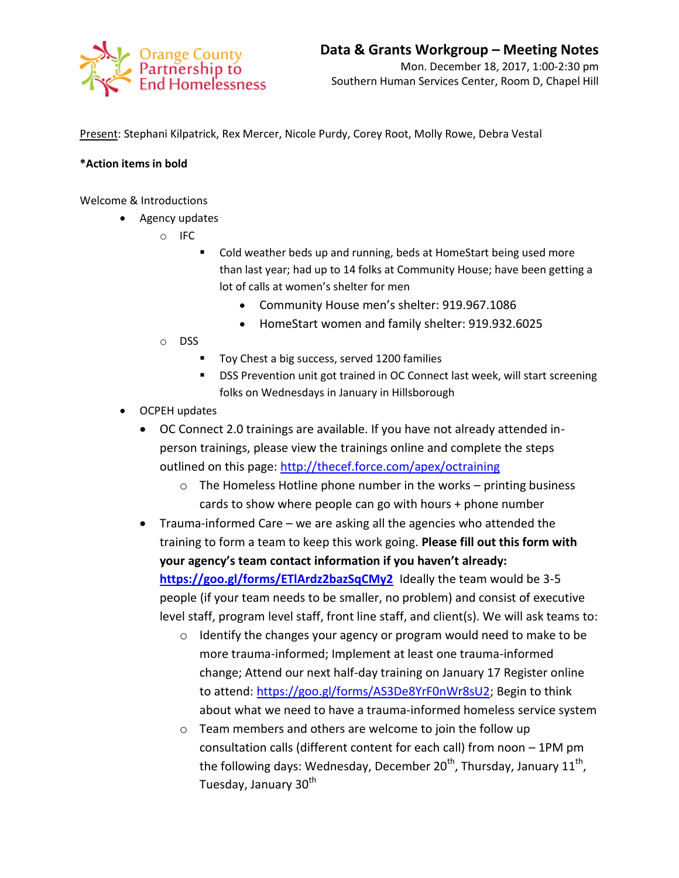Orange County Partnership to End Homelessness

# Data & Grants Workgroup – Meeting Notes

Mon. December 18, 2017, 1:00-2:30 pm
Southern Human Services Center, Room D, Chapel Hill

Present: Stephani Kilpatrick, Rex Mercer, Nicole Purdy, Corey Root, Molly Rowe, Debra Vestal

**\*Action items in bold**

Welcome & Introductions

- Agency updates
  - IFC
    - Cold weather beds up and running, beds at HomeStart being used more than last year; had up to 14 folks at Community House; have been getting a lot of calls at women's shelter for men
      - Community House men's shelter: 919.967.1086
      - HomeStart women and family shelter: 919.932.6025
  - DSS
    - Toy Chest a big success, served 1200 families
    - DSS Prevention unit got trained in OC Connect last week, will start screening folks on Wednesdays in January in Hillsborough
- OCPEH updates
  - OC Connect 2.0 trainings are available. If you have not already attended in-person trainings, please view the trainings online and complete the steps outlined on this page: http://thecef.force.com/apex/octraining
    - The Homeless Hotline phone number in the works – printing business cards to show where people can go with hours + phone number
  - Trauma-informed Care – we are asking all the agencies who attended the training to form a team to keep this work going. **Please fill out this form with your agency's team contact information if you haven't already: https://goo.gl/forms/ETlArdz2bazSqCMy2** Ideally the team would be 3-5 people (if your team needs to be smaller, no problem) and consist of executive level staff, program level staff, front line staff, and client(s). We will ask teams to:
    - Identify the changes your agency or program would need to make to be more trauma-informed; Implement at least one trauma-informed change; Attend our next half-day training on January 17 Register online to attend: https://goo.gl/forms/AS3De8YrF0nWr8sU2; Begin to think about what we need to have a trauma-informed homeless service system
    - Team members and others are welcome to join the follow up consultation calls (different content for each call) from noon – 1PM pm the following days: Wednesday, December 20th, Thursday, January 11th, Tuesday, January 30th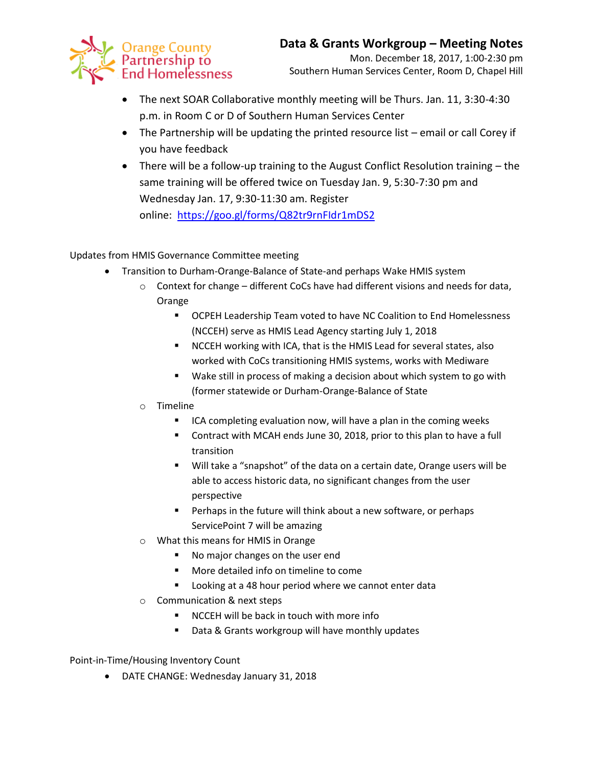- The next SOAR Collaborative monthly meeting will be Thurs. Jan. 11, 3:30-4:30 p.m. in Room C or D of Southern Human Services Center
- The Partnership will be updating the printed resource list – email or call Corey if you have feedback
- There will be a follow-up training to the August Conflict Resolution training – the same training will be offered twice on Tuesday Jan. 9, 5:30-7:30 pm and Wednesday Jan. 17, 9:30-11:30 am. Register online: https://goo.gl/forms/Q82tr9rnFldr1mDS2

Updates from HMIS Governance Committee meeting

- Transition to Durham-Orange-Balance of State-and perhaps Wake HMIS system
  - Context for change – different CoCs have had different visions and needs for data, Orange
    - OCPEH Leadership Team voted to have NC Coalition to End Homelessness (NCCEH) serve as HMIS Lead Agency starting July 1, 2018
    - NCCEH working with ICA, that is the HMIS Lead for several states, also worked with CoCs transitioning HMIS systems, works with Mediware
    - Wake still in process of making a decision about which system to go with (former statewide or Durham-Orange-Balance of State
  - Timeline
    - ICA completing evaluation now, will have a plan in the coming weeks
    - Contract with MCAH ends June 30, 2018, prior to this plan to have a full transition
    - Will take a "snapshot" of the data on a certain date, Orange users will be able to access historic data, no significant changes from the user perspective
    - Perhaps in the future will think about a new software, or perhaps ServicePoint 7 will be amazing
  - What this means for HMIS in Orange
    - No major changes on the user end
    - More detailed info on timeline to come
    - Looking at a 48 hour period where we cannot enter data
  - Communication & next steps
    - NCCEH will be back in touch with more info
    - Data & Grants workgroup will have monthly updates

Point-in-Time/Housing Inventory Count

- DATE CHANGE: Wednesday January 31, 2018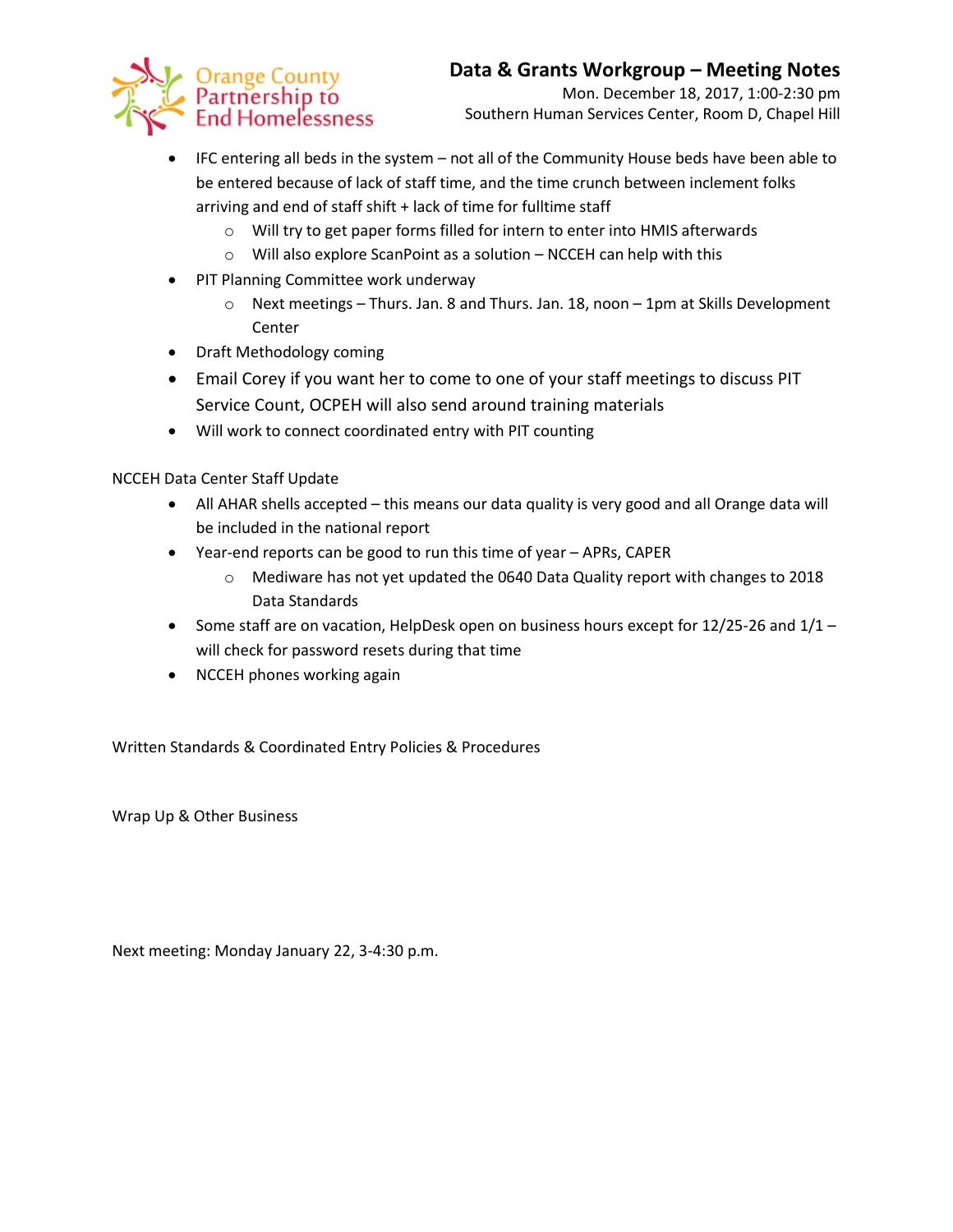- IFC entering all beds in the system – not all of the Community House beds have been able to be entered because of lack of staff time, and the time crunch between inclement folks arriving and end of staff shift + lack of time for fulltime staff
  - Will try to get paper forms filled for intern to enter into HMIS afterwards
  - Will also explore ScanPoint as a solution – NCCEH can help with this
- PIT Planning Committee work underway
  - Next meetings – Thurs. Jan. 8 and Thurs. Jan. 18, noon – 1pm at Skills Development Center
- Draft Methodology coming
- Email Corey if you want her to come to one of your staff meetings to discuss PIT Service Count, OCPEH will also send around training materials
- Will work to connect coordinated entry with PIT counting

NCCEH Data Center Staff Update

- All AHAR shells accepted – this means our data quality is very good and all Orange data will be included in the national report
- Year-end reports can be good to run this time of year – APRs, CAPER
  - Mediware has not yet updated the 0640 Data Quality report with changes to 2018 Data Standards
- Some staff are on vacation, HelpDesk open on business hours except for 12/25-26 and 1/1 – will check for password resets during that time
- NCCEH phones working again

Written Standards & Coordinated Entry Policies & Procedures

Wrap Up & Other Business

Next meeting: Monday January 22, 3-4:30 p.m.